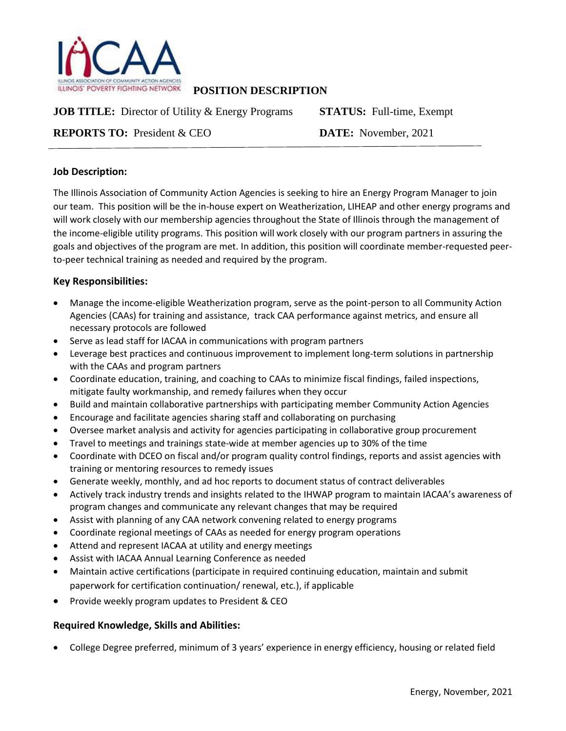IACAA

ILLINOIS ASSOCIATION OF COMMUNITY ACTION AGENCIES
ILLINOIS' POVERTY FIGHTING NETWORK

# POSITION DESCRIPTION

**JOB TITLE:** Director of Utility & Energy Programs **STATUS:** Full-time, Exempt

**REPORTS TO:** President & CEO **DATE:** November, 2021

---

## Job Description:

The Illinois Association of Community Action Agencies is seeking to hire an Energy Program Manager to join our team. This position will be the in-house expert on Weatherization, LIHEAP and other energy programs and will work closely with our membership agencies throughout the State of Illinois through the management of the income-eligible utility programs. This position will work closely with our program partners in assuring the goals and objectives of the program are met. In addition, this position will coordinate member-requested peer-to-peer technical training as needed and required by the program.

## Key Responsibilities:

- Manage the income-eligible Weatherization program, serve as the point-person to all Community Action Agencies (CAAs) for training and assistance, track CAA performance against metrics, and ensure all necessary protocols are followed
- Serve as lead staff for IACAA in communications with program partners
- Leverage best practices and continuous improvement to implement long-term solutions in partnership with the CAAs and program partners
- Coordinate education, training, and coaching to CAAs to minimize fiscal findings, failed inspections, mitigate faulty workmanship, and remedy failures when they occur
- Build and maintain collaborative partnerships with participating member Community Action Agencies
- Encourage and facilitate agencies sharing staff and collaborating on purchasing
- Oversee market analysis and activity for agencies participating in collaborative group procurement
- Travel to meetings and trainings state-wide at member agencies up to 30% of the time
- Coordinate with DCEO on fiscal and/or program quality control findings, reports and assist agencies with training or mentoring resources to remedy issues
- Generate weekly, monthly, and ad hoc reports to document status of contract deliverables
- Actively track industry trends and insights related to the IHWAP program to maintain IACAA's awareness of program changes and communicate any relevant changes that may be required
- Assist with planning of any CAA network convening related to energy programs
- Coordinate regional meetings of CAAs as needed for energy program operations
- Attend and represent IACAA at utility and energy meetings
- Assist with IACAA Annual Learning Conference as needed
- Maintain active certifications (participate in required continuing education, maintain and submit paperwork for certification continuation/ renewal, etc.), if applicable
- Provide weekly program updates to President & CEO

## Required Knowledge, Skills and Abilities:

- College Degree preferred, minimum of 3 years' experience in energy efficiency, housing or related field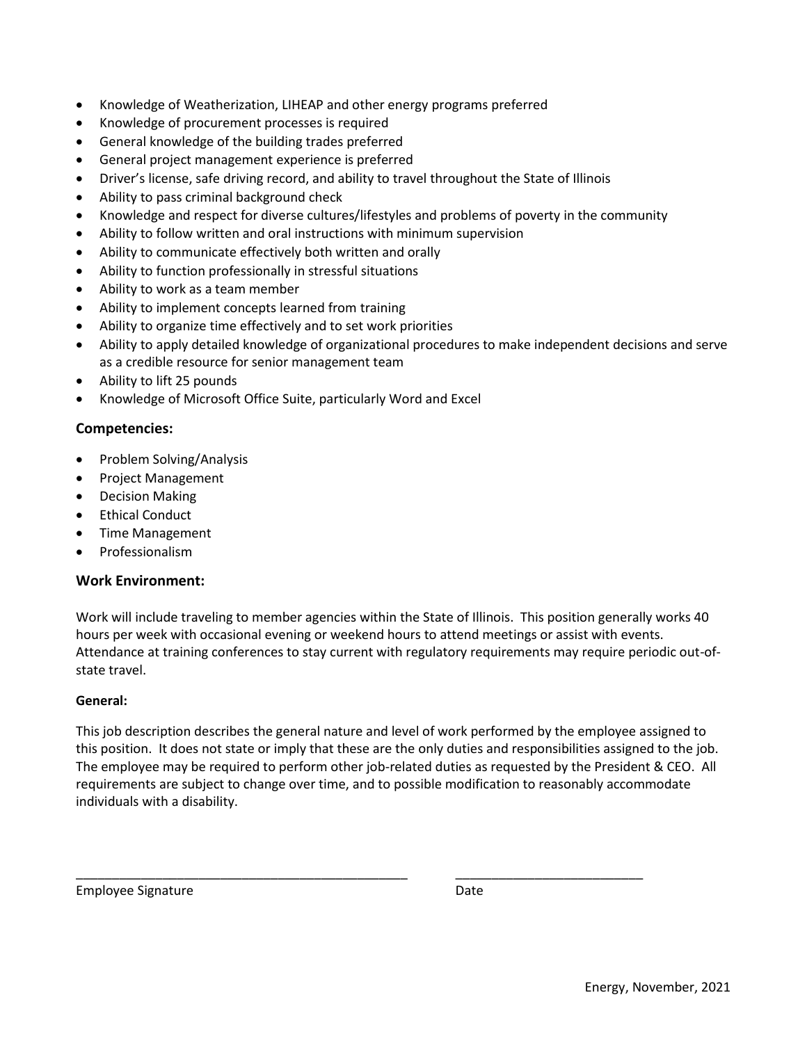- Knowledge of Weatherization, LIHEAP and other energy programs preferred
- Knowledge of procurement processes is required
- General knowledge of the building trades preferred
- General project management experience is preferred
- Driver's license, safe driving record, and ability to travel throughout the State of Illinois
- Ability to pass criminal background check
- Knowledge and respect for diverse cultures/lifestyles and problems of poverty in the community
- Ability to follow written and oral instructions with minimum supervision
- Ability to communicate effectively both written and orally
- Ability to function professionally in stressful situations
- Ability to work as a team member
- Ability to implement concepts learned from training
- Ability to organize time effectively and to set work priorities
- Ability to apply detailed knowledge of organizational procedures to make independent decisions and serve as a credible resource for senior management team
- Ability to lift 25 pounds
- Knowledge of Microsoft Office Suite, particularly Word and Excel

## Competencies:

- Problem Solving/Analysis
- Project Management
- Decision Making
- Ethical Conduct
- Time Management
- Professionalism

## Work Environment:

Work will include traveling to member agencies within the State of Illinois. This position generally works 40 hours per week with occasional evening or weekend hours to attend meetings or assist with events. Attendance at training conferences to stay current with regulatory requirements may require periodic out-of-state travel.

**General:**

This job description describes the general nature and level of work performed by the employee assigned to this position. It does not state or imply that these are the only duties and responsibilities assigned to the job. The employee may be required to perform other job-related duties as requested by the President & CEO. All requirements are subject to change over time, and to possible modification to reasonably accommodate individuals with a disability.

_______________________________________________ _________________________

Employee Signature Date

Energy, November, 2021